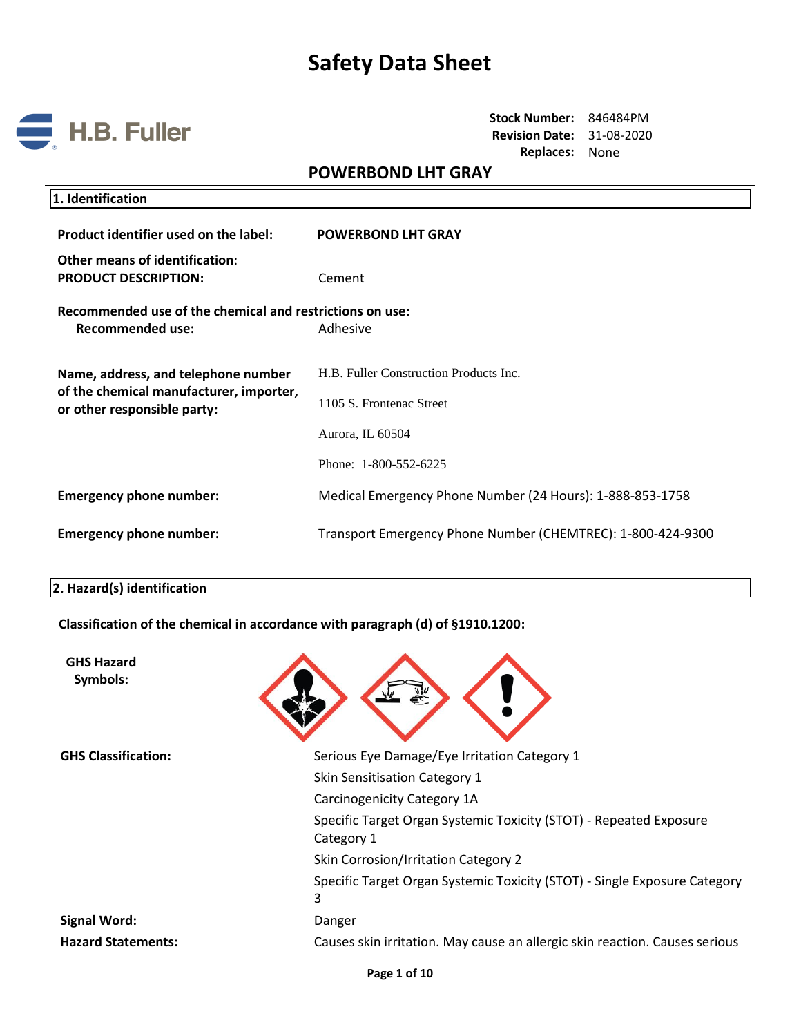# Safety Data Sheet

**Stock Number:** 846484PM
**Revision Date:** 31-08-2020
**Replaces:** None

## POWERBOND LHT GRAY

### 1. Identification

**Product identifier used on the label:** **POWERBOND LHT GRAY**

**Other means of identification**:
**PRODUCT DESCRIPTION:** Cement

**Recommended use of the chemical and restrictions on use:**
**Recommended use:** Adhesive

**Name, address, and telephone number of the chemical manufacturer, importer, or other responsible party:**

H.B. Fuller Construction Products Inc.

1105 S. Frontenac Street

Aurora, IL 60504

Phone: 1-800-552-6225

**Emergency phone number:** Medical Emergency Phone Number (24 Hours): 1-888-853-1758

**Emergency phone number:** Transport Emergency Phone Number (CHEMTREC): 1-800-424-9300

### 2. Hazard(s) identification

**Classification of the chemical in accordance with paragraph (d) of §1910.1200:**

**GHS Hazard Symbols:**

**GHS Classification:**
Serious Eye Damage/Eye Irritation Category 1
Skin Sensitisation Category 1
Carcinogenicity Category 1A
Specific Target Organ Systemic Toxicity (STOT) - Repeated Exposure Category 1
Skin Corrosion/Irritation Category 2
Specific Target Organ Systemic Toxicity (STOT) - Single Exposure Category 3

**Signal Word:** Danger

**Hazard Statements:** Causes skin irritation. May cause an allergic skin reaction. Causes serious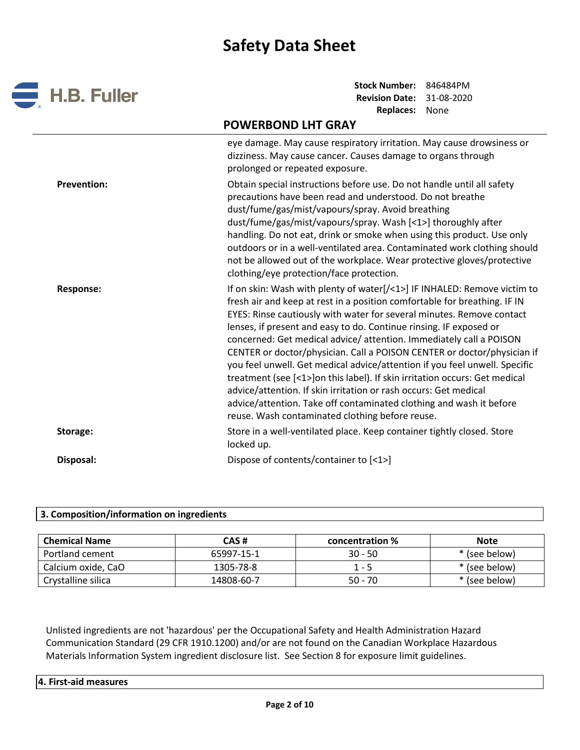eye damage. May cause respiratory irritation. May cause drowsiness or dizziness. May cause cancer. Causes damage to organs through prolonged or repeated exposure.

**Prevention:** Obtain special instructions before use. Do not handle until all safety precautions have been read and understood. Do not breathe dust/fume/gas/mist/vapours/spray. Avoid breathing dust/fume/gas/mist/vapours/spray. Wash [<1>] thoroughly after handling. Do not eat, drink or smoke when using this product. Use only outdoors or in a well-ventilated area. Contaminated work clothing should not be allowed out of the workplace. Wear protective gloves/protective clothing/eye protection/face protection.

**Response:** If on skin: Wash with plenty of water[/<1>] IF INHALED: Remove victim to fresh air and keep at rest in a position comfortable for breathing. IF IN EYES: Rinse cautiously with water for several minutes. Remove contact lenses, if present and easy to do. Continue rinsing. IF exposed or concerned: Get medical advice/ attention. Immediately call a POISON CENTER or doctor/physician. Call a POISON CENTER or doctor/physician if you feel unwell. Get medical advice/attention if you feel unwell. Specific treatment (see [<1>]on this label). If skin irritation occurs: Get medical advice/attention. If skin irritation or rash occurs: Get medical advice/attention. Take off contaminated clothing and wash it before reuse. Wash contaminated clothing before reuse.

**Storage:** Store in a well-ventilated place. Keep container tightly closed. Store locked up.

**Disposal:** Dispose of contents/container to [<1>]

## 3. Composition/information on ingredients

| Chemical Name | CAS # | concentration % | Note |
|---|---|---|---|
| Portland cement | 65997-15-1 | 30 - 50 | * (see below) |
| Calcium oxide, CaO | 1305-78-8 | 1 - 5 | * (see below) |
| Crystalline silica | 14808-60-7 | 50 - 70 | * (see below) |

Unlisted ingredients are not 'hazardous' per the Occupational Safety and Health Administration Hazard Communication Standard (29 CFR 1910.1200) and/or are not found on the Canadian Workplace Hazardous Materials Information System ingredient disclosure list. See Section 8 for exposure limit guidelines.

## 4. First-aid measures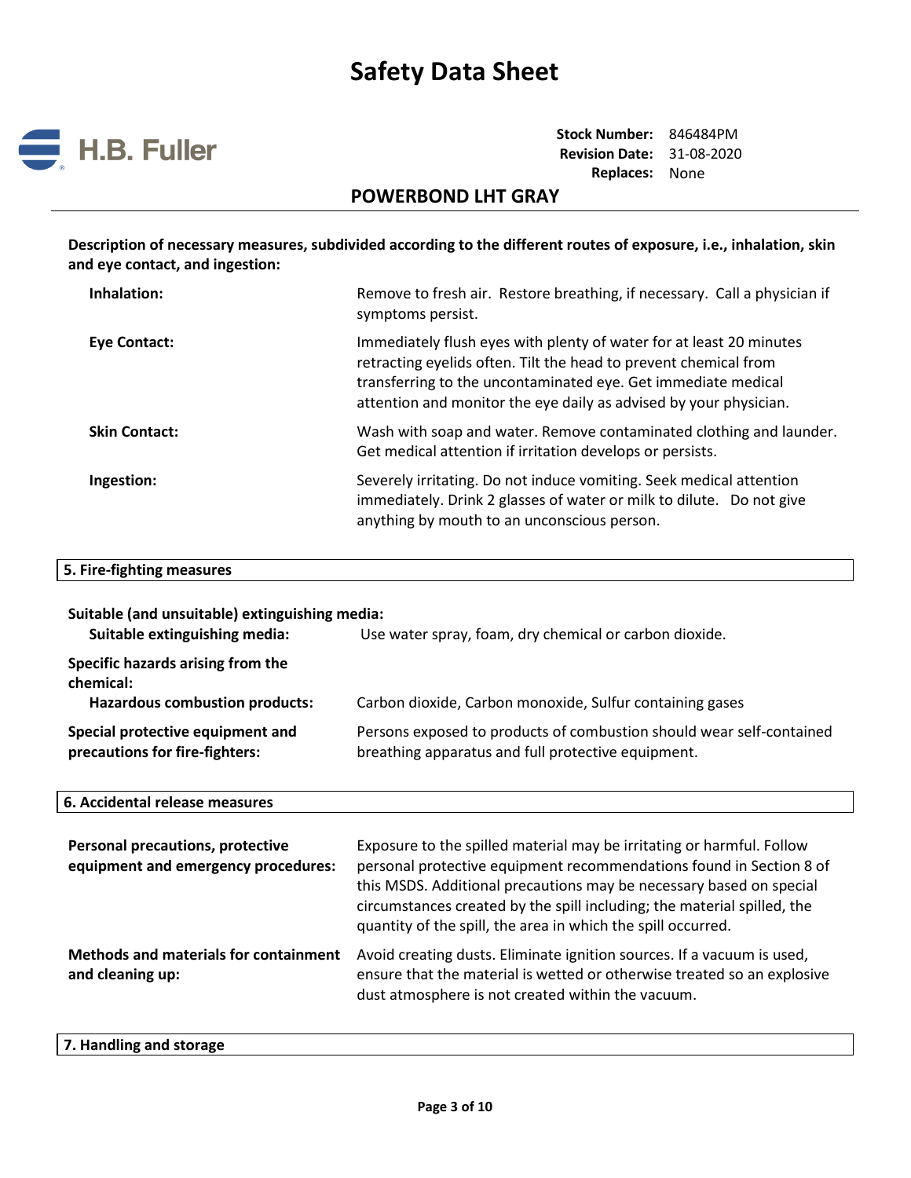**Description of necessary measures, subdivided according to the different routes of exposure, i.e., inhalation, skin and eye contact, and ingestion:**

| | |
|---|---|
| **Inhalation:** | Remove to fresh air. Restore breathing, if necessary. Call a physician if symptoms persist. |
| **Eye Contact:** | Immediately flush eyes with plenty of water for at least 20 minutes retracting eyelids often. Tilt the head to prevent chemical from transferring to the uncontaminated eye. Get immediate medical attention and monitor the eye daily as advised by your physician. |
| **Skin Contact:** | Wash with soap and water. Remove contaminated clothing and launder. Get medical attention if irritation develops or persists. |
| **Ingestion:** | Severely irritating. Do not induce vomiting. Seek medical attention immediately. Drink 2 glasses of water or milk to dilute. Do not give anything by mouth to an unconscious person. |

## 5. Fire-fighting measures

**Suitable (and unsuitable) extinguishing media:**

| | |
|---|---|
| **Suitable extinguishing media:** | Use water spray, foam, dry chemical or carbon dioxide. |

**Specific hazards arising from the chemical:**

| | |
|---|---|
| **Hazardous combustion products:** | Carbon dioxide, Carbon monoxide, Sulfur containing gases |
| **Special protective equipment and precautions for fire-fighters:** | Persons exposed to products of combustion should wear self-contained breathing apparatus and full protective equipment. |

## 6. Accidental release measures

| | |
|---|---|
| **Personal precautions, protective equipment and emergency procedures:** | Exposure to the spilled material may be irritating or harmful. Follow personal protective equipment recommendations found in Section 8 of this MSDS. Additional precautions may be necessary based on special circumstances created by the spill including; the material spilled, the quantity of the spill, the area in which the spill occurred. |
| **Methods and materials for containment and cleaning up:** | Avoid creating dusts. Eliminate ignition sources. If a vacuum is used, ensure that the material is wetted or otherwise treated so an explosive dust atmosphere is not created within the vacuum. |

## 7. Handling and storage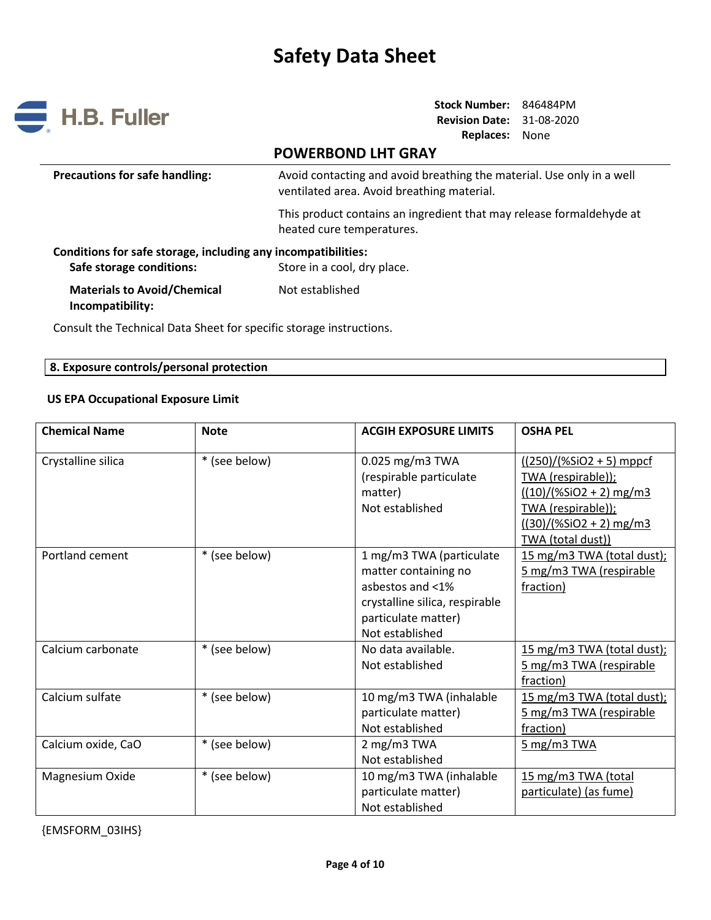# Safety Data Sheet

H.B. Fuller

**Stock Number:** 846484PM
**Revision Date:** 31-08-2020
**Replaces:** None

## POWERBOND LHT GRAY

**Precautions for safe handling:** Avoid contacting and avoid breathing the material. Use only in a well ventilated area. Avoid breathing material.

This product contains an ingredient that may release formaldehyde at heated cure temperatures.

**Conditions for safe storage, including any incompatibilities:**

**Safe storage conditions:** Store in a cool, dry place.

**Materials to Avoid/Chemical Incompatibility:** Not established

Consult the Technical Data Sheet for specific storage instructions.

## 8. Exposure controls/personal protection

### US EPA Occupational Exposure Limit

| Chemical Name | Note | ACGIH EXPOSURE LIMITS | OSHA PEL |
|---|---|---|---|
| Crystalline silica | * (see below) | 0.025 mg/m3 TWA (respirable particulate matter)<br>Not established | ((250)/(%SiO2 + 5) mppcf TWA (respirable));<br>((10)/(%SiO2 + 2) mg/m3 TWA (respirable));<br>((30)/(%SiO2 + 2) mg/m3 TWA (total dust)) |
| Portland cement | * (see below) | 1 mg/m3 TWA (particulate matter containing no asbestos and <1% crystalline silica, respirable particulate matter)<br>Not established | 15 mg/m3 TWA (total dust);<br>5 mg/m3 TWA (respirable fraction) |
| Calcium carbonate | * (see below) | No data available.<br>Not established | 15 mg/m3 TWA (total dust);<br>5 mg/m3 TWA (respirable fraction) |
| Calcium sulfate | * (see below) | 10 mg/m3 TWA (inhalable particulate matter)<br>Not established | 15 mg/m3 TWA (total dust);<br>5 mg/m3 TWA (respirable fraction) |
| Calcium oxide, CaO | * (see below) | 2 mg/m3 TWA<br>Not established | 5 mg/m3 TWA |
| Magnesium Oxide | * (see below) | 10 mg/m3 TWA (inhalable particulate matter)<br>Not established | 15 mg/m3 TWA (total particulate) (as fume) |

{EMSFORM_03IHS}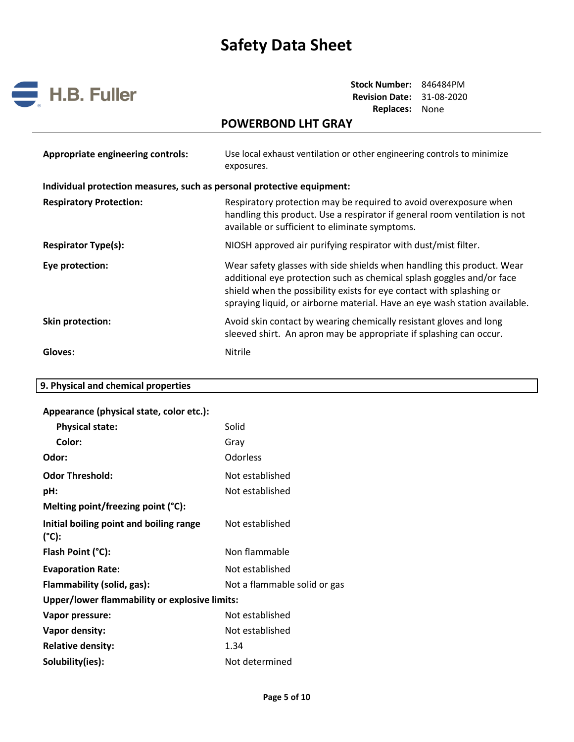| | |
|---|---|
| **Appropriate engineering controls:** | Use local exhaust ventilation or other engineering controls to minimize exposures. |

**Individual protection measures, such as personal protective equipment:**

| | |
|---|---|
| **Respiratory Protection:** | Respiratory protection may be required to avoid overexposure when handling this product. Use a respirator if general room ventilation is not available or sufficient to eliminate symptoms. |
| **Respirator Type(s):** | NIOSH approved air purifying respirator with dust/mist filter. |
| **Eye protection:** | Wear safety glasses with side shields when handling this product. Wear additional eye protection such as chemical splash goggles and/or face shield when the possibility exists for eye contact with splashing or spraying liquid, or airborne material. Have an eye wash station available. |
| **Skin protection:** | Avoid skin contact by wearing chemically resistant gloves and long sleeved shirt. An apron may be appropriate if splashing can occur. |
| **Gloves:** | Nitrile |

## 9. Physical and chemical properties

**Appearance (physical state, color etc.):**

| | |
|---|---|
| **Physical state:** | Solid |
| **Color:** | Gray |
| **Odor:** | Odorless |
| **Odor Threshold:** | Not established |
| **pH:** | Not established |
| **Melting point/freezing point (°C):** | |
| **Initial boiling point and boiling range (°C):** | Not established |
| **Flash Point (°C):** | Non flammable |
| **Evaporation Rate:** | Not established |
| **Flammability (solid, gas):** | Not a flammable solid or gas |
| **Upper/lower flammability or explosive limits:** | |
| **Vapor pressure:** | Not established |
| **Vapor density:** | Not established |
| **Relative density:** | 1.34 |
| **Solubility(ies):** | Not determined |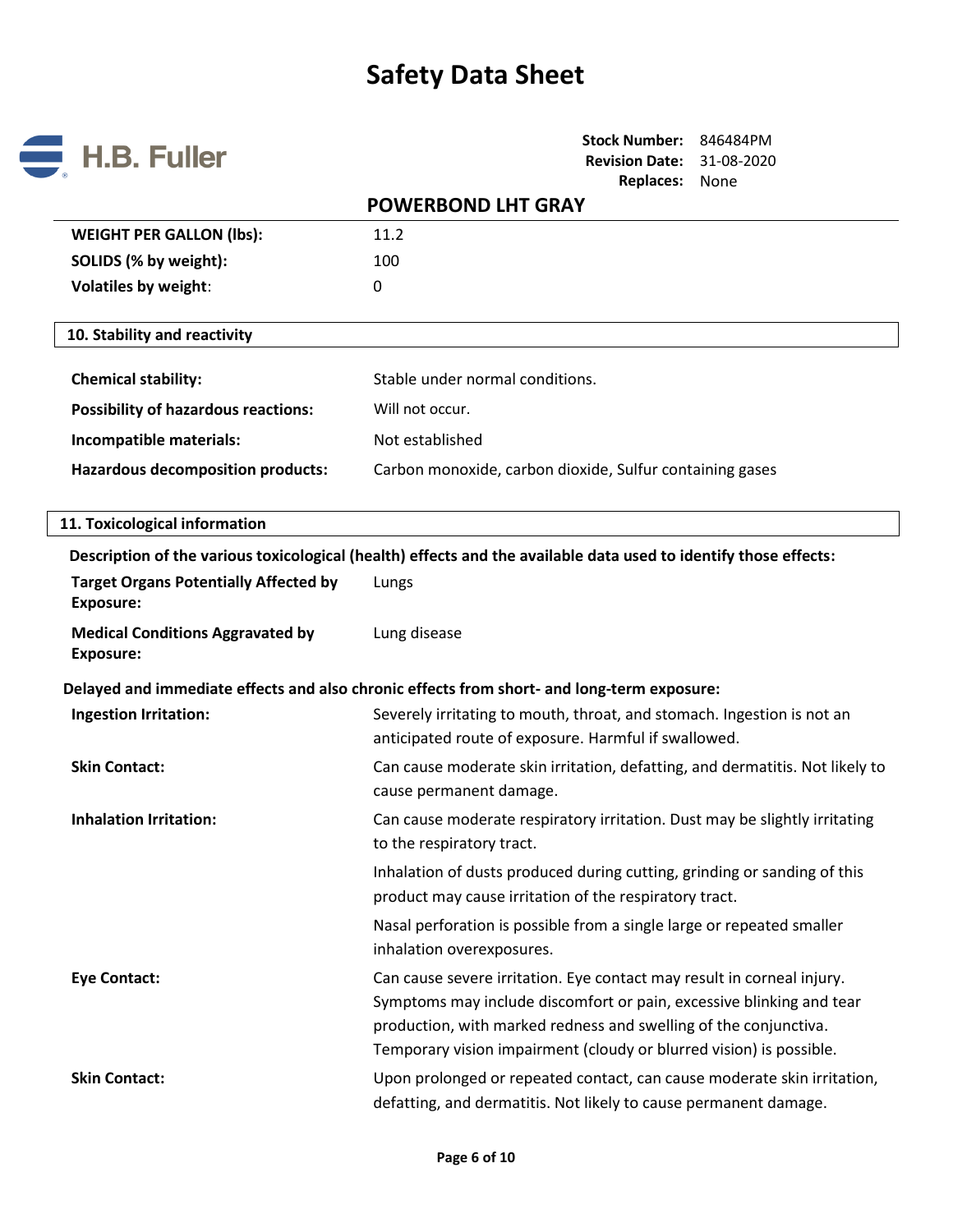# Safety Data Sheet

H.B. Fuller

**Stock Number:** 846484PM
**Revision Date:** 31-08-2020
**Replaces:** None

## POWERBOND LHT GRAY

| | |
|---|---|
| **WEIGHT PER GALLON (lbs):** | 11.2 |
| **SOLIDS (% by weight):** | 100 |
| **Volatiles by weight**: | 0 |

## 10. Stability and reactivity

| | |
|---|---|
| **Chemical stability:** | Stable under normal conditions. |
| **Possibility of hazardous reactions:** | Will not occur. |
| **Incompatible materials:** | Not established |
| **Hazardous decomposition products:** | Carbon monoxide, carbon dioxide, Sulfur containing gases |

## 11. Toxicological information

**Description of the various toxicological (health) effects and the available data used to identify those effects:**

| | |
|---|---|
| **Target Organs Potentially Affected by Exposure:** | Lungs |
| **Medical Conditions Aggravated by Exposure:** | Lung disease |

**Delayed and immediate effects and also chronic effects from short- and long-term exposure:**

**Ingestion Irritation:** Severely irritating to mouth, throat, and stomach. Ingestion is not an anticipated route of exposure. Harmful if swallowed.

**Skin Contact:** Can cause moderate skin irritation, defatting, and dermatitis. Not likely to cause permanent damage.

**Inhalation Irritation:** Can cause moderate respiratory irritation. Dust may be slightly irritating to the respiratory tract.

Inhalation of dusts produced during cutting, grinding or sanding of this product may cause irritation of the respiratory tract.

Nasal perforation is possible from a single large or repeated smaller inhalation overexposures.

**Eye Contact:** Can cause severe irritation. Eye contact may result in corneal injury. Symptoms may include discomfort or pain, excessive blinking and tear production, with marked redness and swelling of the conjunctiva. Temporary vision impairment (cloudy or blurred vision) is possible.

**Skin Contact:** Upon prolonged or repeated contact, can cause moderate skin irritation, defatting, and dermatitis. Not likely to cause permanent damage.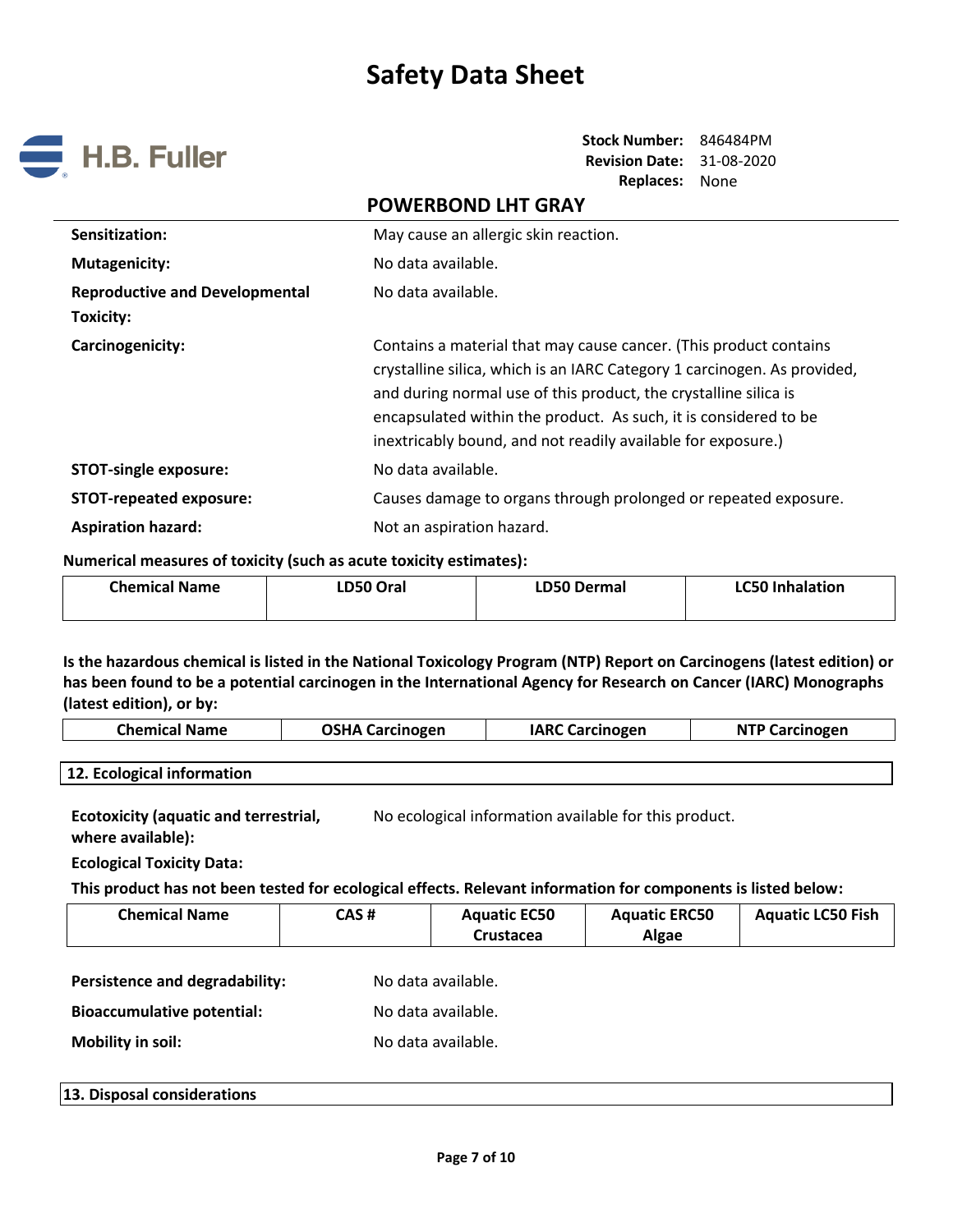| | |
|---|---|
| **Sensitization:** | May cause an allergic skin reaction. |
| **Mutagenicity:** | No data available. |
| **Reproductive and Developmental Toxicity:** | No data available. |
| **Carcinogenicity:** | Contains a material that may cause cancer. (This product contains crystalline silica, which is an IARC Category 1 carcinogen. As provided, and during normal use of this product, the crystalline silica is encapsulated within the product. As such, it is considered to be inextricably bound, and not readily available for exposure.) |
| **STOT-single exposure:** | No data available. |
| **STOT-repeated exposure:** | Causes damage to organs through prolonged or repeated exposure. |
| **Aspiration hazard:** | Not an aspiration hazard. |

**Numerical measures of toxicity (such as acute toxicity estimates):**

| Chemical Name | LD50 Oral | LD50 Dermal | LC50 Inhalation |
|---|---|---|---|

**Is the hazardous chemical is listed in the National Toxicology Program (NTP) Report on Carcinogens (latest edition) or has been found to be a potential carcinogen in the International Agency for Research on Cancer (IARC) Monographs (latest edition), or by:**

| Chemical Name | OSHA Carcinogen | IARC Carcinogen | NTP Carcinogen |
|---|---|---|---|

## 12. Ecological information

| | |
|---|---|
| **Ecotoxicity (aquatic and terrestrial, where available):** | No ecological information available for this product. |

**Ecological Toxicity Data:**

**This product has not been tested for ecological effects. Relevant information for components is listed below:**

| Chemical Name | CAS # | Aquatic EC50 Crustacea | Aquatic ERC50 Algae | Aquatic LC50 Fish |
|---|---|---|---|---|

| | |
|---|---|
| **Persistence and degradability:** | No data available. |
| **Bioaccumulative potential:** | No data available. |
| **Mobility in soil:** | No data available. |

## 13. Disposal considerations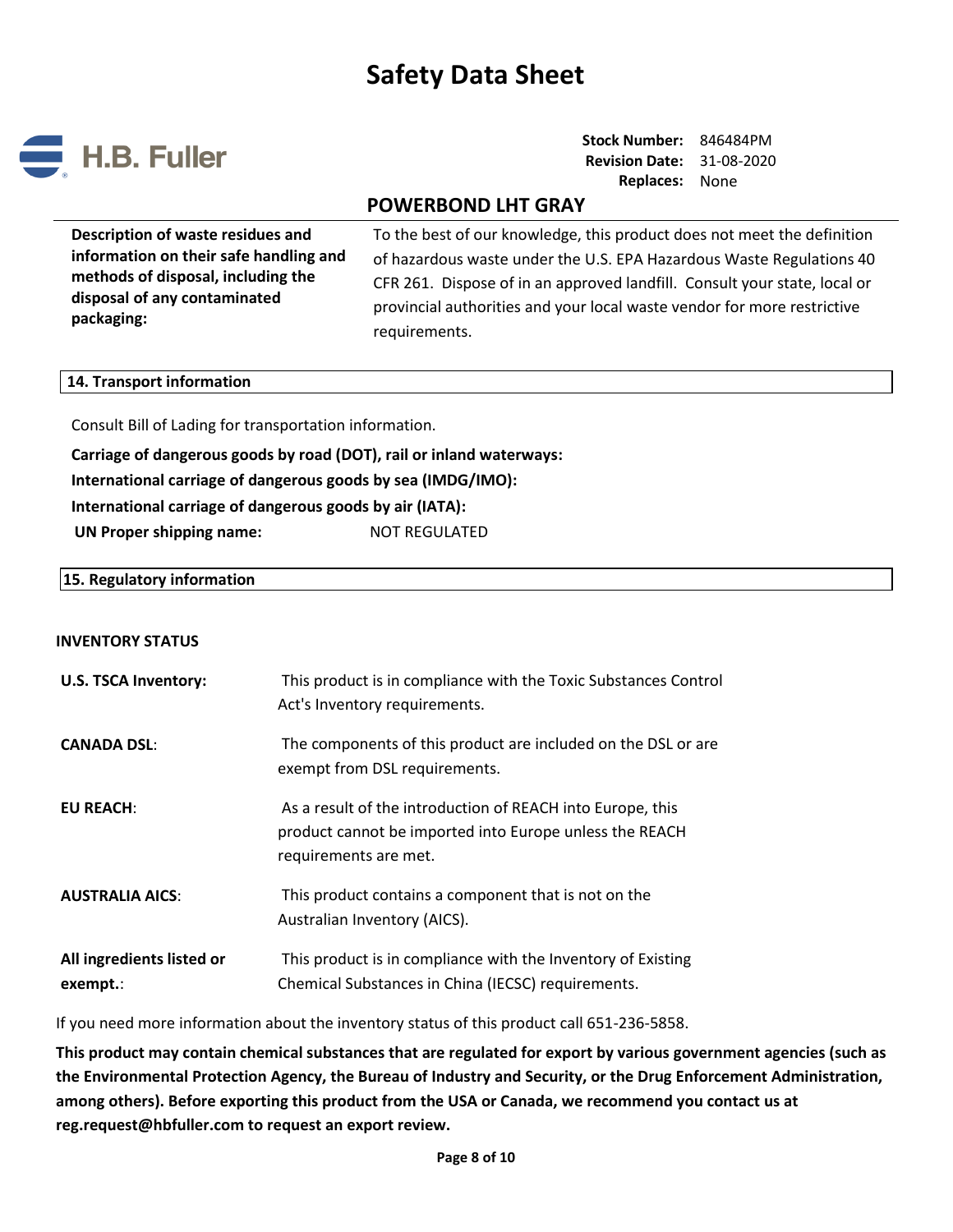| | |
|---|---|
| **Description of waste residues and information on their safe handling and methods of disposal, including the disposal of any contaminated packaging:** | To the best of our knowledge, this product does not meet the definition of hazardous waste under the U.S. EPA Hazardous Waste Regulations 40 CFR 261. Dispose of in an approved landfill. Consult your state, local or provincial authorities and your local waste vendor for more restrictive requirements. |

## 14. Transport information

Consult Bill of Lading for transportation information.

**Carriage of dangerous goods by road (DOT), rail or inland waterways:**

**International carriage of dangerous goods by sea (IMDG/IMO):**

**International carriage of dangerous goods by air (IATA):**

**UN Proper shipping name:** NOT REGULATED

## 15. Regulatory information

**INVENTORY STATUS**

| | |
|---|---|
| **U.S. TSCA Inventory:** | This product is in compliance with the Toxic Substances Control Act's Inventory requirements. |
| **CANADA DSL**: | The components of this product are included on the DSL or are exempt from DSL requirements. |
| **EU REACH**: | As a result of the introduction of REACH into Europe, this product cannot be imported into Europe unless the REACH requirements are met. |
| **AUSTRALIA AICS**: | This product contains a component that is not on the Australian Inventory (AICS). |
| **All ingredients listed or exempt.**: | This product is in compliance with the Inventory of Existing Chemical Substances in China (IECSC) requirements. |

If you need more information about the inventory status of this product call 651-236-5858.

**This product may contain chemical substances that are regulated for export by various government agencies (such as the Environmental Protection Agency, the Bureau of Industry and Security, or the Drug Enforcement Administration, among others). Before exporting this product from the USA or Canada, we recommend you contact us at reg.request@hbfuller.com to request an export review.**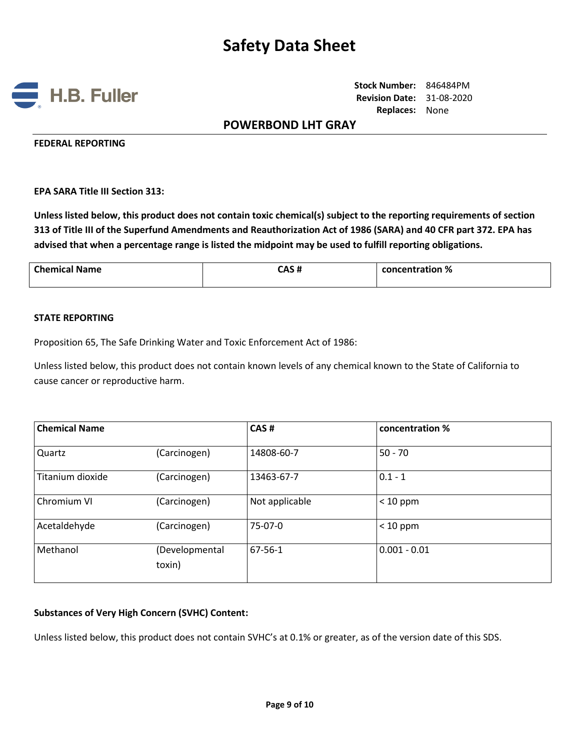# Safety Data Sheet

H.B. Fuller

**Stock Number:** 846484PM
**Revision Date:** 31-08-2020
**Replaces:** None

## POWERBOND LHT GRAY

**FEDERAL REPORTING**

**EPA SARA Title III Section 313:**

**Unless listed below, this product does not contain toxic chemical(s) subject to the reporting requirements of section 313 of Title III of the Superfund Amendments and Reauthorization Act of 1986 (SARA) and 40 CFR part 372. EPA has advised that when a percentage range is listed the midpoint may be used to fulfill reporting obligations.**

| Chemical Name | CAS # | concentration % |
|---|---|---|

**STATE REPORTING**

Proposition 65, The Safe Drinking Water and Toxic Enforcement Act of 1986:

Unless listed below, this product does not contain known levels of any chemical known to the State of California to cause cancer or reproductive harm.

| Chemical Name | | CAS # | concentration % |
|---|---|---|---|
| Quartz | (Carcinogen) | 14808-60-7 | 50 - 70 |
| Titanium dioxide | (Carcinogen) | 13463-67-7 | 0.1 - 1 |
| Chromium VI | (Carcinogen) | Not applicable | < 10 ppm |
| Acetaldehyde | (Carcinogen) | 75-07-0 | < 10 ppm |
| Methanol | (Developmental toxin) | 67-56-1 | 0.001 - 0.01 |

**Substances of Very High Concern (SVHC) Content:**

Unless listed below, this product does not contain SVHC's at 0.1% or greater, as of the version date of this SDS.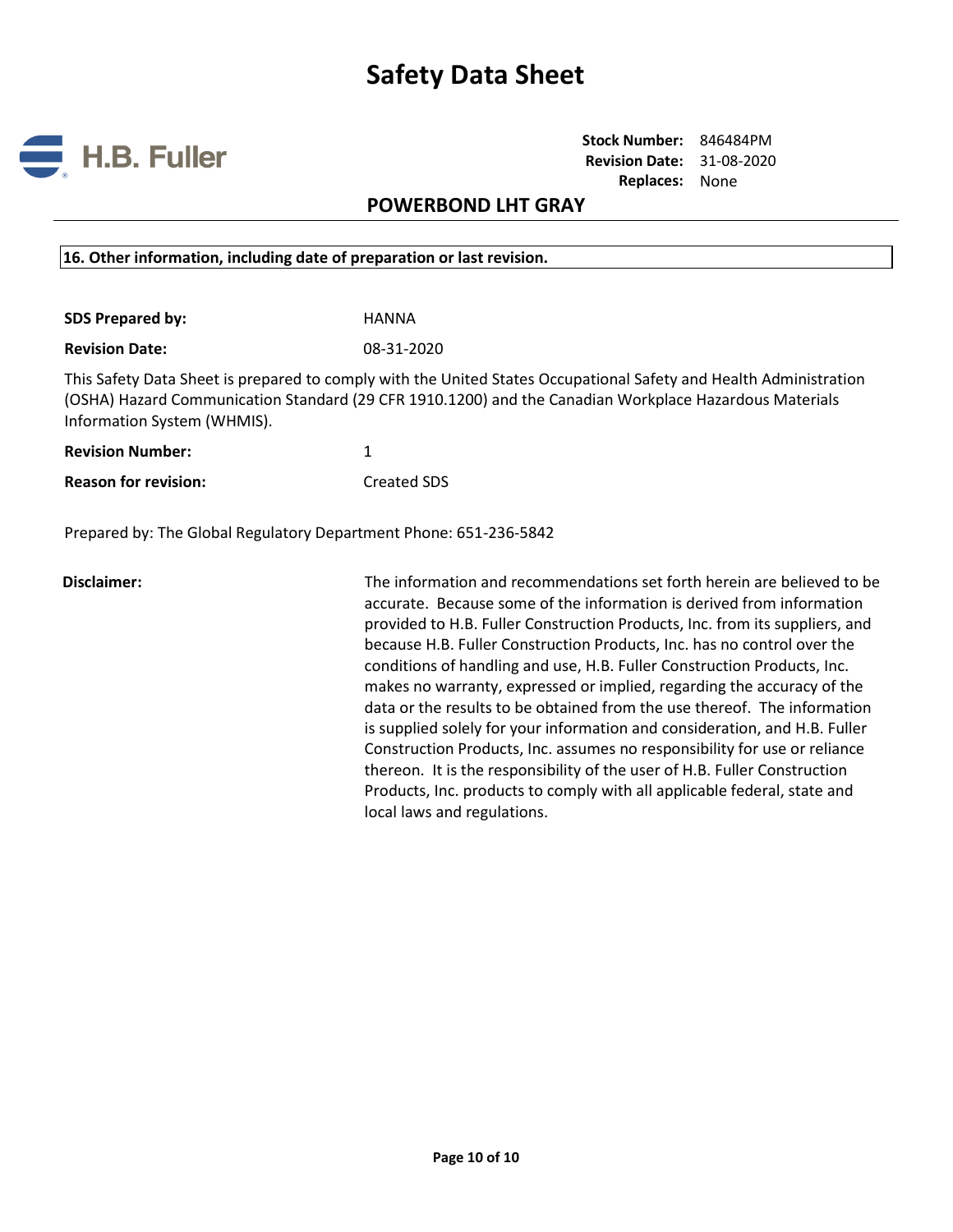# Safety Data Sheet

H.B. Fuller

**Stock Number:** 846484PM
**Revision Date:** 31-08-2020
**Replaces:** None

## POWERBOND LHT GRAY

### 16. Other information, including date of preparation or last revision.

**SDS Prepared by:** HANNA

**Revision Date:** 08-31-2020

This Safety Data Sheet is prepared to comply with the United States Occupational Safety and Health Administration (OSHA) Hazard Communication Standard (29 CFR 1910.1200) and the Canadian Workplace Hazardous Materials Information System (WHMIS).

**Revision Number:** 1

**Reason for revision:** Created SDS

Prepared by: The Global Regulatory Department Phone: 651-236-5842

**Disclaimer:** The information and recommendations set forth herein are believed to be accurate. Because some of the information is derived from information provided to H.B. Fuller Construction Products, Inc. from its suppliers, and because H.B. Fuller Construction Products, Inc. has no control over the conditions of handling and use, H.B. Fuller Construction Products, Inc. makes no warranty, expressed or implied, regarding the accuracy of the data or the results to be obtained from the use thereof. The information is supplied solely for your information and consideration, and H.B. Fuller Construction Products, Inc. assumes no responsibility for use or reliance thereon. It is the responsibility of the user of H.B. Fuller Construction Products, Inc. products to comply with all applicable federal, state and local laws and regulations.